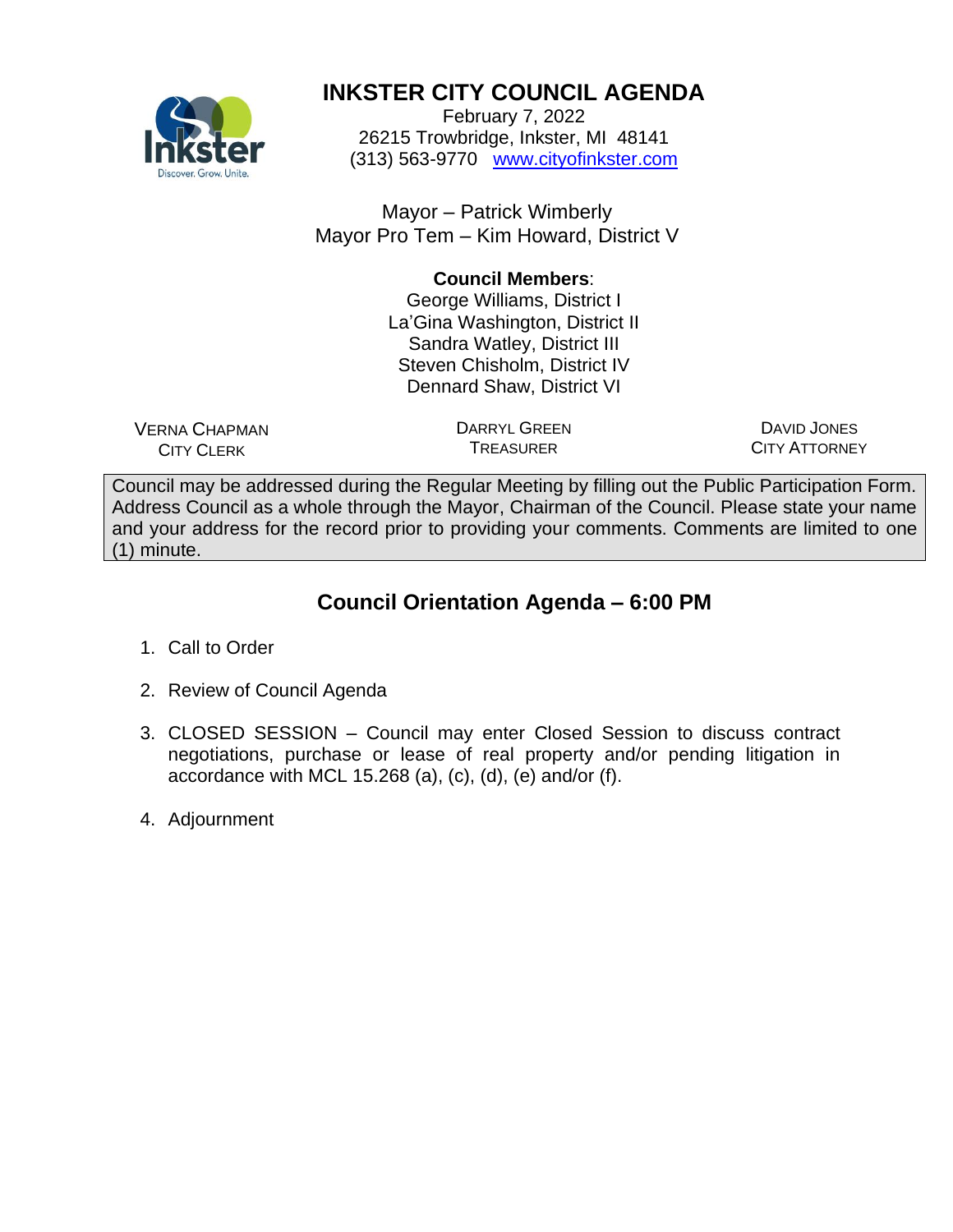# INKSTER CITY COUNCIL AGENDA

February 7, 2022
26215 Trowbridge, Inkster, MI 48141
(313) 563-9770 [www.cityofinkster.com](http://www.cityofinkster.com)

Mayor – Patrick Wimberly
Mayor Pro Tem – Kim Howard, District V

**Council Members**:
George Williams, District I
La'Gina Washington, District II
Sandra Watley, District III
Steven Chisholm, District IV
Dennard Shaw, District VI

VERNA CHAPMAN
CITY CLERK

DARRYL GREEN
TREASURER

DAVID JONES
CITY ATTORNEY

Council may be addressed during the Regular Meeting by filling out the Public Participation Form. Address Council as a whole through the Mayor, Chairman of the Council. Please state your name and your address for the record prior to providing your comments. Comments are limited to one (1) minute.

## Council Orientation Agenda – 6:00 PM

1. Call to Order
2. Review of Council Agenda
3. CLOSED SESSION – Council may enter Closed Session to discuss contract negotiations, purchase or lease of real property and/or pending litigation in accordance with MCL 15.268 (a), (c), (d), (e) and/or (f).
4. Adjournment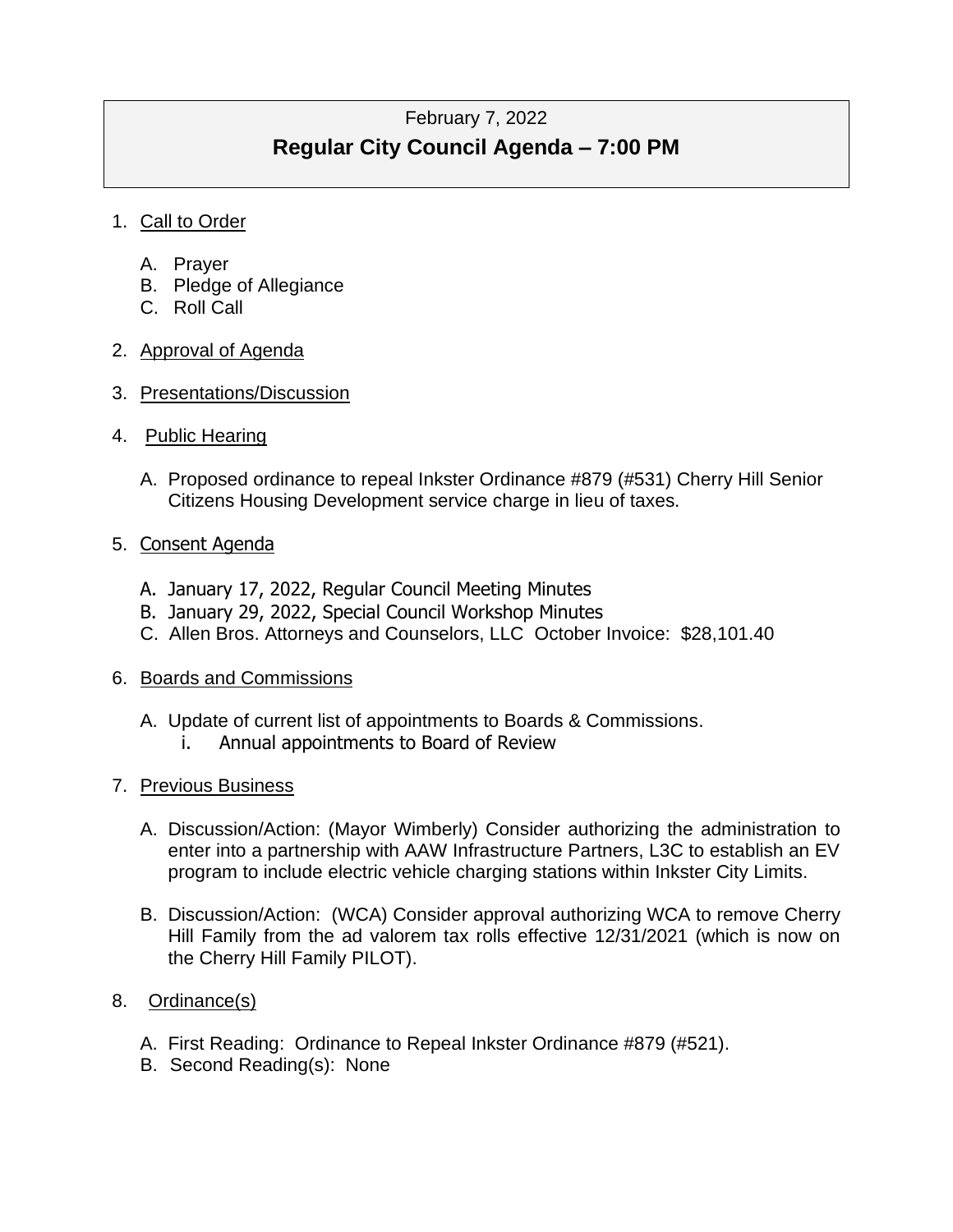February 7, 2022

## Regular City Council Agenda – 7:00 PM

1. Call to Order

   A. Prayer
   B. Pledge of Allegiance
   C. Roll Call

2. Approval of Agenda

3. Presentations/Discussion

4. Public Hearing

   A. Proposed ordinance to repeal Inkster Ordinance #879 (#531) Cherry Hill Senior Citizens Housing Development service charge in lieu of taxes.

5. Consent Agenda

   A. January 17, 2022, Regular Council Meeting Minutes
   B. January 29, 2022, Special Council Workshop Minutes
   C. Allen Bros. Attorneys and Counselors, LLC October Invoice: $28,101.40

6. Boards and Commissions

   A. Update of current list of appointments to Boards & Commissions.
      i. Annual appointments to Board of Review

7. Previous Business

   A. Discussion/Action: (Mayor Wimberly) Consider authorizing the administration to enter into a partnership with AAW Infrastructure Partners, L3C to establish an EV program to include electric vehicle charging stations within Inkster City Limits.

   B. Discussion/Action: (WCA) Consider approval authorizing WCA to remove Cherry Hill Family from the ad valorem tax rolls effective 12/31/2021 (which is now on the Cherry Hill Family PILOT).

8. Ordinance(s)

   A. First Reading: Ordinance to Repeal Inkster Ordinance #879 (#521).
   B. Second Reading(s): None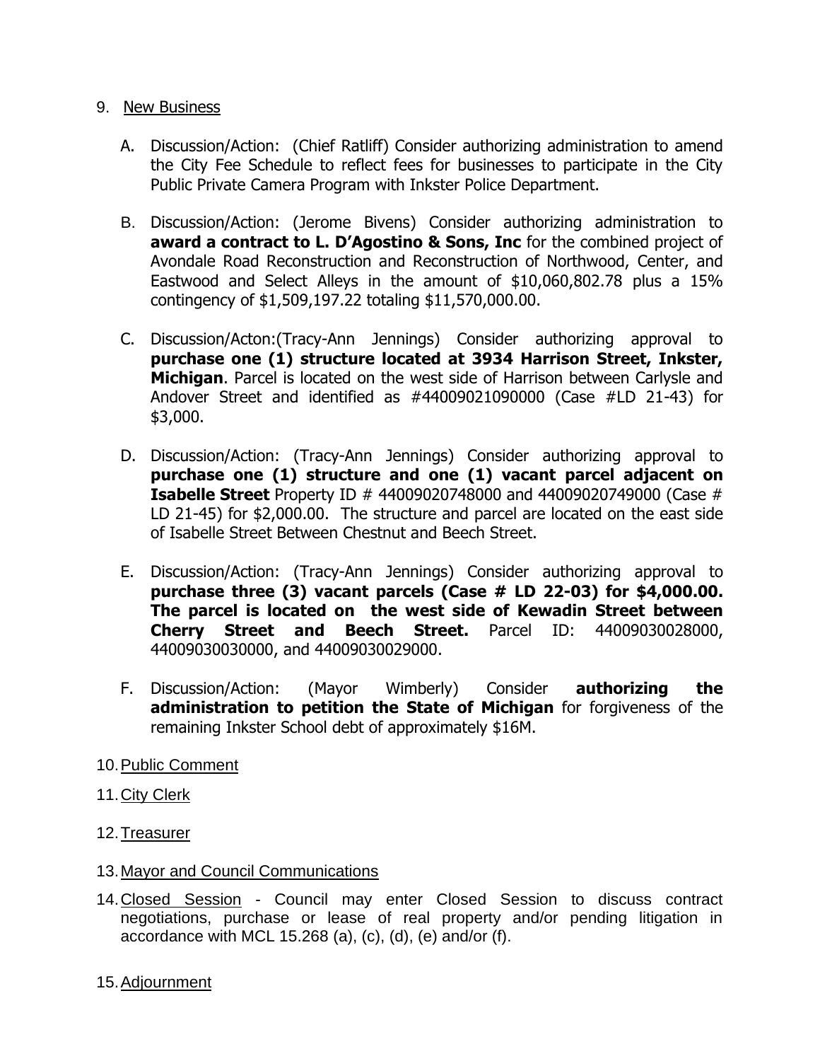9. New Business

   A. Discussion/Action: (Chief Ratliff) Consider authorizing administration to amend the City Fee Schedule to reflect fees for businesses to participate in the City Public Private Camera Program with Inkster Police Department.

   B. Discussion/Action: (Jerome Bivens) Consider authorizing administration to **award a contract to L. D'Agostino & Sons, Inc** for the combined project of Avondale Road Reconstruction and Reconstruction of Northwood, Center, and Eastwood and Select Alleys in the amount of $10,060,802.78 plus a 15% contingency of $1,509,197.22 totaling $11,570,000.00.

   C. Discussion/Acton:(Tracy-Ann Jennings) Consider authorizing approval to **purchase one (1) structure located at 3934 Harrison Street, Inkster, Michigan**. Parcel is located on the west side of Harrison between Carlysle and Andover Street and identified as #44009021090000 (Case #LD 21-43) for $3,000.

   D. Discussion/Action: (Tracy-Ann Jennings) Consider authorizing approval to **purchase one (1) structure and one (1) vacant parcel adjacent on Isabelle Street** Property ID # 44009020748000 and 44009020749000 (Case # LD 21-45) for $2,000.00. The structure and parcel are located on the east side of Isabelle Street Between Chestnut and Beech Street.

   E. Discussion/Action: (Tracy-Ann Jennings) Consider authorizing approval to **purchase three (3) vacant parcels (Case # LD 22-03) for $4,000.00. The parcel is located on the west side of Kewadin Street between Cherry Street and Beech Street.** Parcel ID: 44009030028000, 44009030030000, and 44009030029000.

   F. Discussion/Action: (Mayor Wimberly) Consider **authorizing the administration to petition the State of Michigan** for forgiveness of the remaining Inkster School debt of approximately $16M.

10. Public Comment

11. City Clerk

12. Treasurer

13. Mayor and Council Communications

14. Closed Session - Council may enter Closed Session to discuss contract negotiations, purchase or lease of real property and/or pending litigation in accordance with MCL 15.268 (a), (c), (d), (e) and/or (f).

15. Adjournment